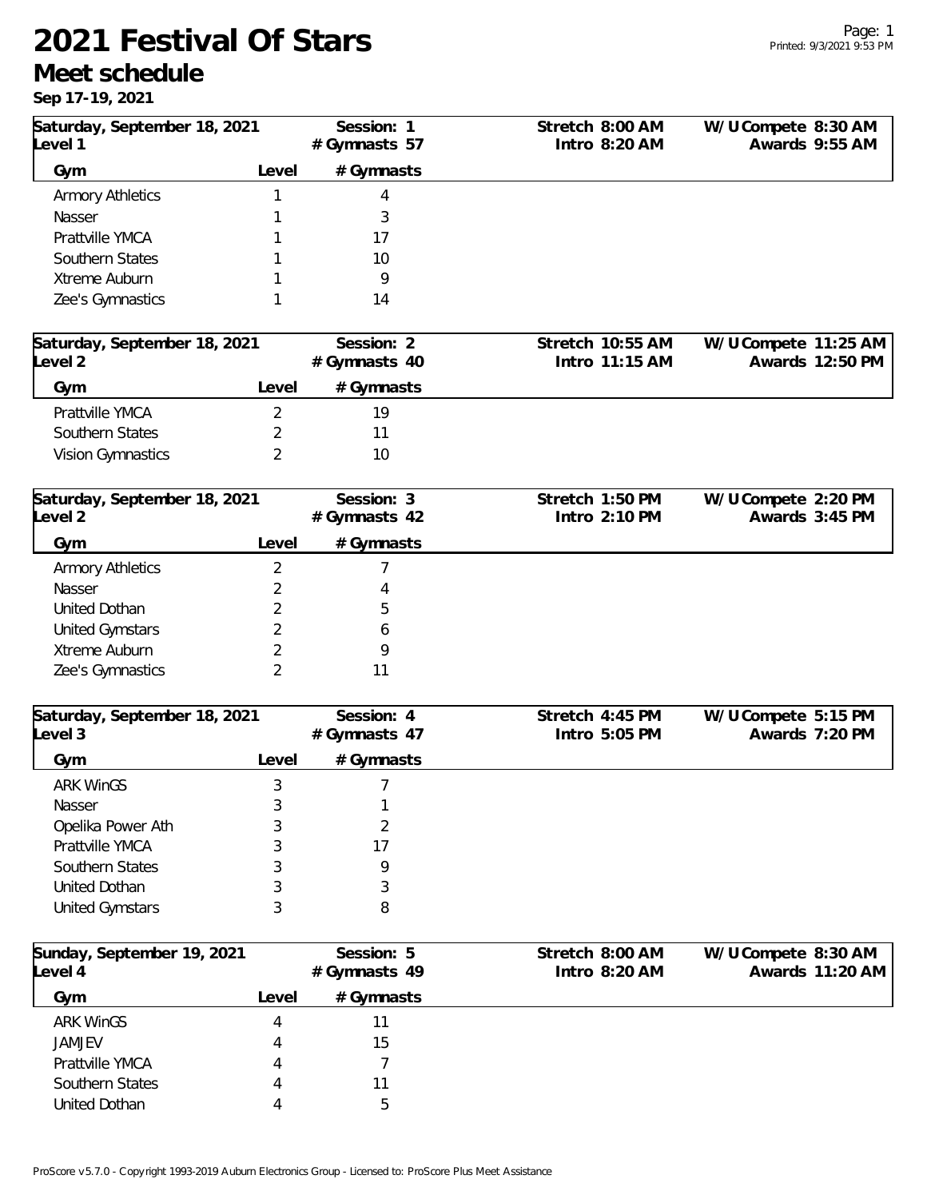# 2021 Festival Of Stars

## Meet schedule

**Sep 17-19, 2021**

Printed: 9/3/2021 9:53 PM

**Saturday, September 18, 2021** — Session: 1 — Level 1 — # Gymnasts 57
Stretch 8:00 AM | Intro 8:20 AM | W/U Compete 8:30 AM | Awards 9:55 AM

| Gym | Level | # Gymnasts |
|---|---|---|
| Armory Athletics | 1 | 4 |
| Nasser | 1 | 3 |
| Prattville YMCA | 1 | 17 |
| Southern States | 1 | 10 |
| Xtreme Auburn | 1 | 9 |
| Zee's Gymnastics | 1 | 14 |

**Saturday, September 18, 2021** — Session: 2 — Level 2 — # Gymnasts 40
Stretch 10:55 AM | Intro 11:15 AM | W/U Compete 11:25 AM | Awards 12:50 PM

| Gym | Level | # Gymnasts |
|---|---|---|
| Prattville YMCA | 2 | 19 |
| Southern States | 2 | 11 |
| Vision Gymnastics | 2 | 10 |

**Saturday, September 18, 2021** — Session: 3 — Level 2 — # Gymnasts 42
Stretch 1:50 PM | Intro 2:10 PM | W/U Compete 2:20 PM | Awards 3:45 PM

| Gym | Level | # Gymnasts |
|---|---|---|
| Armory Athletics | 2 | 7 |
| Nasser | 2 | 4 |
| United Dothan | 2 | 5 |
| United Gymstars | 2 | 6 |
| Xtreme Auburn | 2 | 9 |
| Zee's Gymnastics | 2 | 11 |

**Saturday, September 18, 2021** — Session: 4 — Level 3 — # Gymnasts 47
Stretch 4:45 PM | Intro 5:05 PM | W/U Compete 5:15 PM | Awards 7:20 PM

| Gym | Level | # Gymnasts |
|---|---|---|
| ARK WinGS | 3 | 7 |
| Nasser | 3 | 1 |
| Opelika Power Ath | 3 | 2 |
| Prattville YMCA | 3 | 17 |
| Southern States | 3 | 9 |
| United Dothan | 3 | 3 |
| United Gymstars | 3 | 8 |

**Sunday, September 19, 2021** — Session: 5 — Level 4 — # Gymnasts 49
Stretch 8:00 AM | Intro 8:20 AM | W/U Compete 8:30 AM | Awards 11:20 AM

| Gym | Level | # Gymnasts |
|---|---|---|
| ARK WinGS | 4 | 11 |
| JAMJEV | 4 | 15 |
| Prattville YMCA | 4 | 7 |
| Southern States | 4 | 11 |
| United Dothan | 4 | 5 |

ProScore v5.7.0 - Copyright 1993-2019 Auburn Electronics Group - Licensed to: ProScore Plus Meet Assistance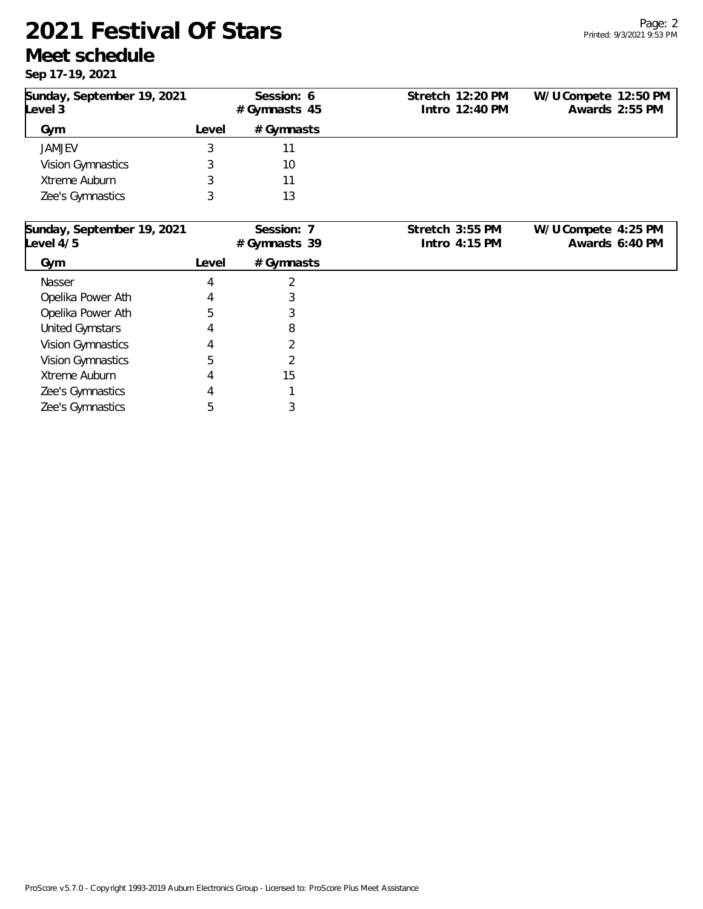# 2021 Festival Of Stars

## Meet schedule

**Sep 17-19, 2021**

**Sunday, September 19, 2021** | Session: 6 | Stretch 12:20 PM | W/U Compete 12:50 PM
**Level 3** | # Gymnasts 45 | Intro 12:40 PM | Awards 2:55 PM

| Gym | Level | # Gymnasts |
|---|---|---|
| JAMJEV | 3 | 11 |
| Vision Gymnastics | 3 | 10 |
| Xtreme Auburn | 3 | 11 |
| Zee's Gymnastics | 3 | 13 |

**Sunday, September 19, 2021** | Session: 7 | Stretch 3:55 PM | W/U Compete 4:25 PM
**Level 4/5** | # Gymnasts 39 | Intro 4:15 PM | Awards 6:40 PM

| Gym | Level | # Gymnasts |
|---|---|---|
| Nasser | 4 | 2 |
| Opelika Power Ath | 4 | 3 |
| Opelika Power Ath | 5 | 3 |
| United Gymstars | 4 | 8 |
| Vision Gymnastics | 4 | 2 |
| Vision Gymnastics | 5 | 2 |
| Xtreme Auburn | 4 | 15 |
| Zee's Gymnastics | 4 | 1 |
| Zee's Gymnastics | 5 | 3 |

ProScore v5.7.0 - Copyright 1993-2019 Auburn Electronics Group - Licensed to: ProScore Plus Meet Assistance